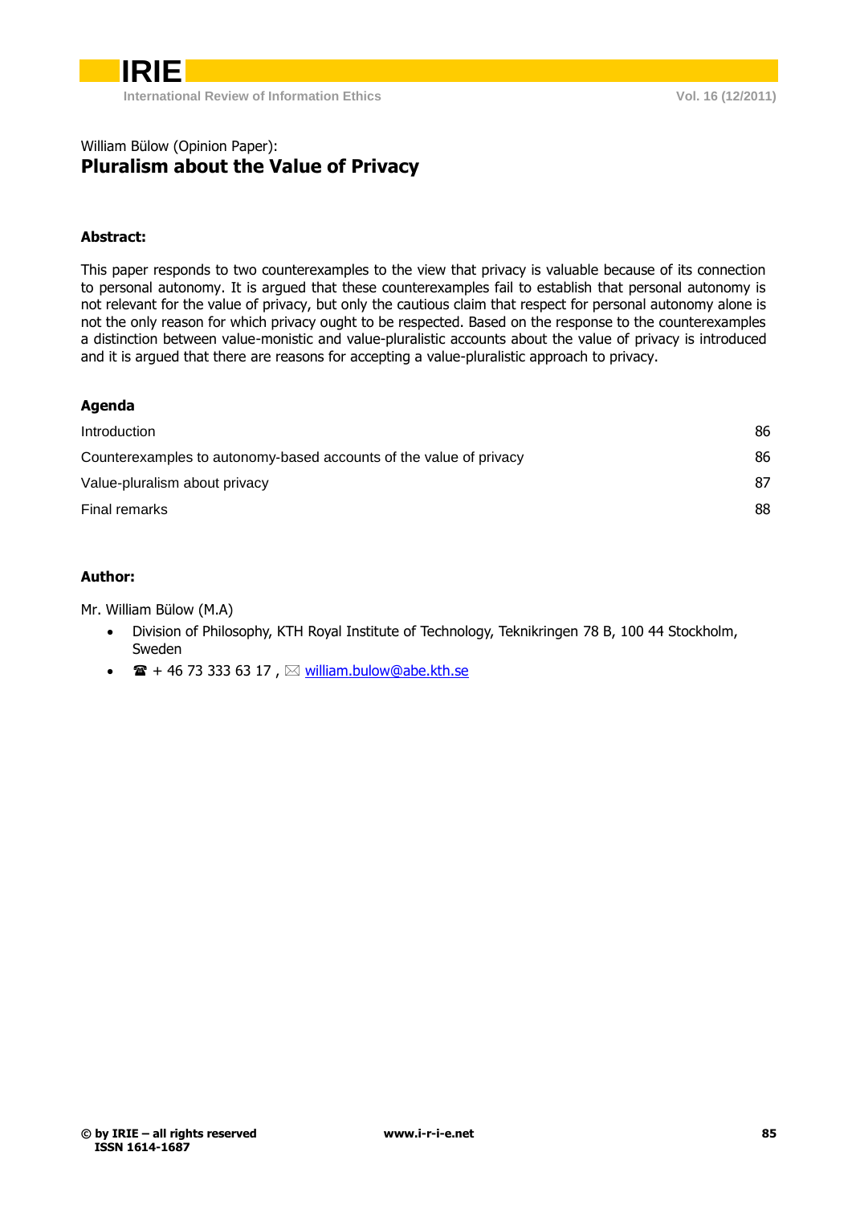William Bülow (Opinion Paper):

# Pluralism about the Value of Privacy

## Abstract:

This paper responds to two counterexamples to the view that privacy is valuable because of its connection to personal autonomy. It is argued that these counterexamples fail to establish that personal autonomy is not relevant for the value of privacy, but only the cautious claim that respect for personal autonomy alone is not the only reason for which privacy ought to be respected. Based on the response to the counterexamples a distinction between value-monistic and value-pluralistic accounts about the value of privacy is introduced and it is argued that there are reasons for accepting a value-pluralistic approach to privacy.

## Agenda

| | |
|---|---|
| Introduction | 86 |
| Counterexamples to autonomy-based accounts of the value of privacy | 86 |
| Value-pluralism about privacy | 87 |
| Final remarks | 88 |

## Author:

Mr. William Bülow (M.A)

- Division of Philosophy, KTH Royal Institute of Technology, Teknikringen 78 B, 100 44 Stockholm, Sweden
- ☎ + 46 73 333 63 17 , ✉ william.bulow@abe.kth.se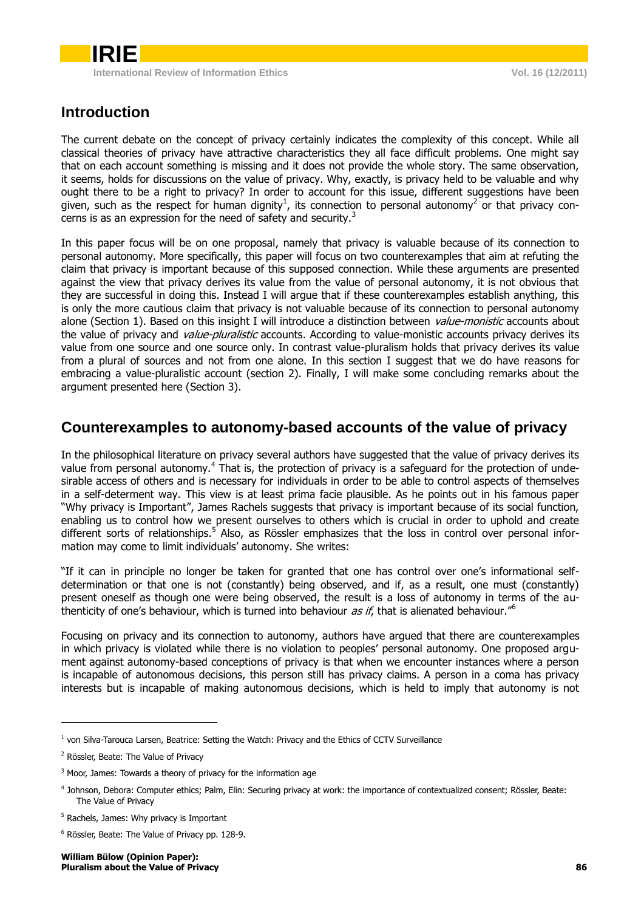## Introduction

The current debate on the concept of privacy certainly indicates the complexity of this concept. While all classical theories of privacy have attractive characteristics they all face difficult problems. One might say that on each account something is missing and it does not provide the whole story. The same observation, it seems, holds for discussions on the value of privacy. Why, exactly, is privacy held to be valuable and why ought there to be a right to privacy? In order to account for this issue, different suggestions have been given, such as the respect for human dignity[1], its connection to personal autonomy[2] or that privacy concerns is as an expression for the need of safety and security.[3]

In this paper focus will be on one proposal, namely that privacy is valuable because of its connection to personal autonomy. More specifically, this paper will focus on two counterexamples that aim at refuting the claim that privacy is important because of this supposed connection. While these arguments are presented against the view that privacy derives its value from the value of personal autonomy, it is not obvious that they are successful in doing this. Instead I will argue that if these counterexamples establish anything, this is only the more cautious claim that privacy is not valuable because of its connection to personal autonomy alone (Section 1). Based on this insight I will introduce a distinction between *value-monistic* accounts about the value of privacy and *value-pluralistic* accounts. According to value-monistic accounts privacy derives its value from one source and one source only. In contrast value-pluralism holds that privacy derives its value from a plural of sources and not from one alone. In this section I suggest that we do have reasons for embracing a value-pluralistic account (section 2). Finally, I will make some concluding remarks about the argument presented here (Section 3).

## Counterexamples to autonomy-based accounts of the value of privacy

In the philosophical literature on privacy several authors have suggested that the value of privacy derives its value from personal autonomy.[4] That is, the protection of privacy is a safeguard for the protection of undesirable access of others and is necessary for individuals in order to be able to control aspects of themselves in a self-determent way. This view is at least prima facie plausible. As he points out in his famous paper "Why privacy is Important", James Rachels suggests that privacy is important because of its social function, enabling us to control how we present ourselves to others which is crucial in order to uphold and create different sorts of relationships.[5] Also, as Rössler emphasizes that the loss in control over personal information may come to limit individuals' autonomy. She writes:

"If it can in principle no longer be taken for granted that one has control over one's informational self-determination or that one is not (constantly) being observed, and if, as a result, one must (constantly) present oneself as though one were being observed, the result is a loss of autonomy in terms of the authenticity of one's behaviour, which is turned into behaviour *as if*, that is alienated behaviour."[6]

Focusing on privacy and its connection to autonomy, authors have argued that there are counterexamples in which privacy is violated while there is no violation to peoples' personal autonomy. One proposed argument against autonomy-based conceptions of privacy is that when we encounter instances where a person is incapable of autonomous decisions, this person still has privacy claims. A person in a coma has privacy interests but is incapable of making autonomous decisions, which is held to imply that autonomy is not

---

[1] von Silva-Tarouca Larsen, Beatrice: Setting the Watch: Privacy and the Ethics of CCTV Surveillance

[2] Rössler, Beate: The Value of Privacy

[3] Moor, James: Towards a theory of privacy for the information age

[4] Johnson, Debora: Computer ethics; Palm, Elin: Securing privacy at work: the importance of contextualized consent; Rössler, Beate: The Value of Privacy

[5] Rachels, James: Why privacy is Important

[6] Rössler, Beate: The Value of Privacy pp. 128-9.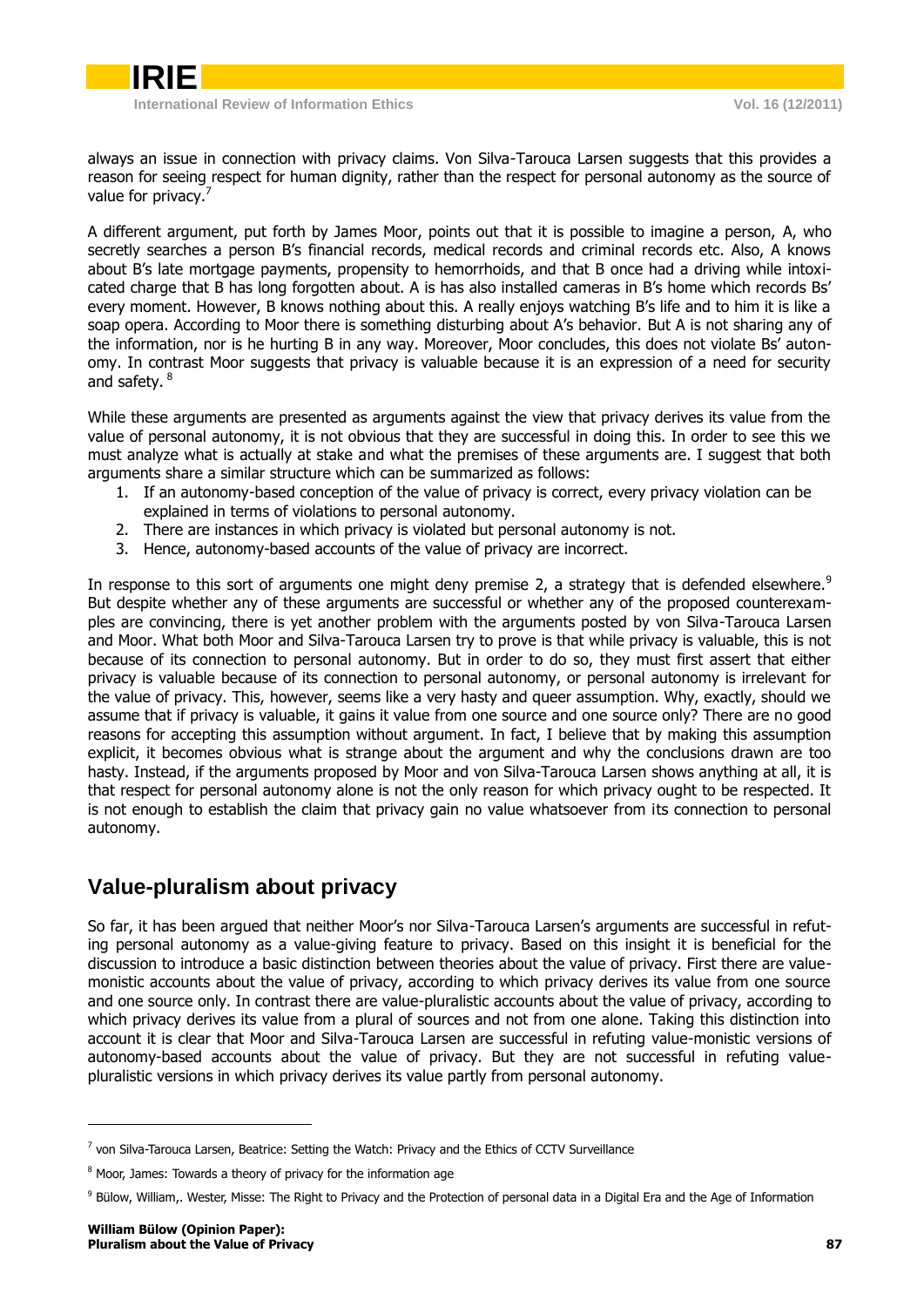always an issue in connection with privacy claims. Von Silva-Tarouca Larsen suggests that this provides a reason for seeing respect for human dignity, rather than the respect for personal autonomy as the source of value for privacy.[7]

A different argument, put forth by James Moor, points out that it is possible to imagine a person, A, who secretly searches a person B's financial records, medical records and criminal records etc. Also, A knows about B's late mortgage payments, propensity to hemorrhoids, and that B once had a driving while intoxicated charge that B has long forgotten about. A is has also installed cameras in B's home which records Bs' every moment. However, B knows nothing about this. A really enjoys watching B's life and to him it is like a soap opera. According to Moor there is something disturbing about A's behavior. But A is not sharing any of the information, nor is he hurting B in any way. Moreover, Moor concludes, this does not violate Bs' autonomy. In contrast Moor suggests that privacy is valuable because it is an expression of a need for security and safety.[8]

While these arguments are presented as arguments against the view that privacy derives its value from the value of personal autonomy, it is not obvious that they are successful in doing this. In order to see this we must analyze what is actually at stake and what the premises of these arguments are. I suggest that both arguments share a similar structure which can be summarized as follows:

1. If an autonomy-based conception of the value of privacy is correct, every privacy violation can be explained in terms of violations to personal autonomy.
2. There are instances in which privacy is violated but personal autonomy is not.
3. Hence, autonomy-based accounts of the value of privacy are incorrect.

In response to this sort of arguments one might deny premise 2, a strategy that is defended elsewhere.[9] But despite whether any of these arguments are successful or whether any of the proposed counterexamples are convincing, there is yet another problem with the arguments posted by von Silva-Tarouca Larsen and Moor. What both Moor and Silva-Tarouca Larsen try to prove is that while privacy is valuable, this is not because of its connection to personal autonomy. But in order to do so, they must first assert that either privacy is valuable because of its connection to personal autonomy, or personal autonomy is irrelevant for the value of privacy. This, however, seems like a very hasty and queer assumption. Why, exactly, should we assume that if privacy is valuable, it gains it value from one source and one source only? There are no good reasons for accepting this assumption without argument. In fact, I believe that by making this assumption explicit, it becomes obvious what is strange about the argument and why the conclusions drawn are too hasty. Instead, if the arguments proposed by Moor and von Silva-Tarouca Larsen shows anything at all, it is that respect for personal autonomy alone is not the only reason for which privacy ought to be respected. It is not enough to establish the claim that privacy gain no value whatsoever from its connection to personal autonomy.

## Value-pluralism about privacy

So far, it has been argued that neither Moor's nor Silva-Tarouca Larsen's arguments are successful in refuting personal autonomy as a value-giving feature to privacy. Based on this insight it is beneficial for the discussion to introduce a basic distinction between theories about the value of privacy. First there are value-monistic accounts about the value of privacy, according to which privacy derives its value from one source and one source only. In contrast there are value-pluralistic accounts about the value of privacy, according to which privacy derives its value from a plural of sources and not from one alone. Taking this distinction into account it is clear that Moor and Silva-Tarouca Larsen are successful in refuting value-monistic versions of autonomy-based accounts about the value of privacy. But they are not successful in refuting value-pluralistic versions in which privacy derives its value partly from personal autonomy.

---

[7] von Silva-Tarouca Larsen, Beatrice: Setting the Watch: Privacy and the Ethics of CCTV Surveillance

[8] Moor, James: Towards a theory of privacy for the information age

[9] Bülow, William,. Wester, Misse: The Right to Privacy and the Protection of personal data in a Digital Era and the Age of Information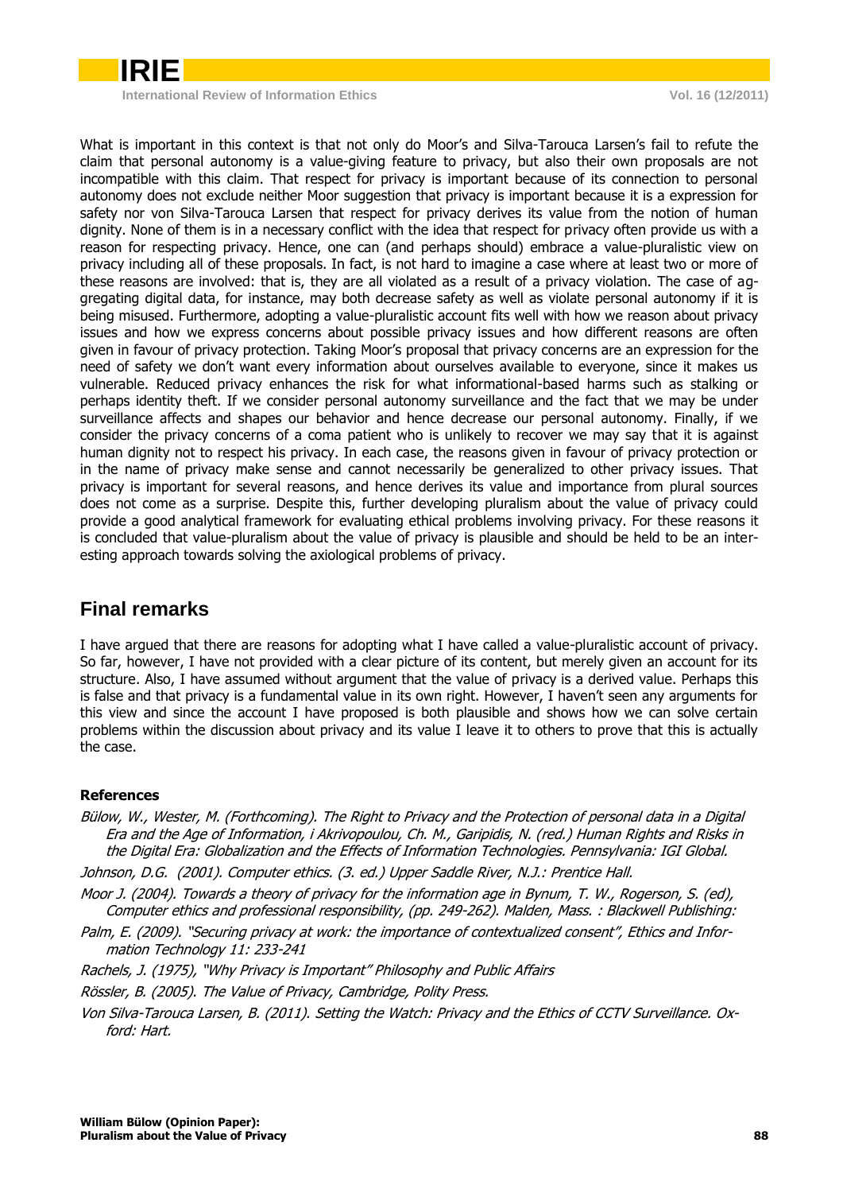What is important in this context is that not only do Moor's and Silva-Tarouca Larsen's fail to refute the claim that personal autonomy is a value-giving feature to privacy, but also their own proposals are not incompatible with this claim. That respect for privacy is important because of its connection to personal autonomy does not exclude neither Moor suggestion that privacy is important because it is a expression for safety nor von Silva-Tarouca Larsen that respect for privacy derives its value from the notion of human dignity. None of them is in a necessary conflict with the idea that respect for privacy often provide us with a reason for respecting privacy. Hence, one can (and perhaps should) embrace a value-pluralistic view on privacy including all of these proposals. In fact, is not hard to imagine a case where at least two or more of these reasons are involved: that is, they are all violated as a result of a privacy violation. The case of aggregating digital data, for instance, may both decrease safety as well as violate personal autonomy if it is being misused. Furthermore, adopting a value-pluralistic account fits well with how we reason about privacy issues and how we express concerns about possible privacy issues and how different reasons are often given in favour of privacy protection. Taking Moor's proposal that privacy concerns are an expression for the need of safety we don't want every information about ourselves available to everyone, since it makes us vulnerable. Reduced privacy enhances the risk for what informational-based harms such as stalking or perhaps identity theft. If we consider personal autonomy surveillance and the fact that we may be under surveillance affects and shapes our behavior and hence decrease our personal autonomy. Finally, if we consider the privacy concerns of a coma patient who is unlikely to recover we may say that it is against human dignity not to respect his privacy. In each case, the reasons given in favour of privacy protection or in the name of privacy make sense and cannot necessarily be generalized to other privacy issues. That privacy is important for several reasons, and hence derives its value and importance from plural sources does not come as a surprise. Despite this, further developing pluralism about the value of privacy could provide a good analytical framework for evaluating ethical problems involving privacy. For these reasons it is concluded that value-pluralism about the value of privacy is plausible and should be held to be an interesting approach towards solving the axiological problems of privacy.

## Final remarks

I have argued that there are reasons for adopting what I have called a value-pluralistic account of privacy. So far, however, I have not provided with a clear picture of its content, but merely given an account for its structure. Also, I have assumed without argument that the value of privacy is a derived value. Perhaps this is false and that privacy is a fundamental value in its own right. However, I haven't seen any arguments for this view and since the account I have proposed is both plausible and shows how we can solve certain problems within the discussion about privacy and its value I leave it to others to prove that this is actually the case.

### References

*Bülow, W., Wester, M. (Forthcoming). The Right to Privacy and the Protection of personal data in a Digital Era and the Age of Information, i Akrivopoulou, Ch. M., Garipidis, N. (red.) Human Rights and Risks in the Digital Era: Globalization and the Effects of Information Technologies. Pennsylvania: IGI Global.*

*Johnson, D.G. (2001). Computer ethics. (3. ed.) Upper Saddle River, N.J.: Prentice Hall.*

*Moor J. (2004). Towards a theory of privacy for the information age in Bynum, T. W., Rogerson, S. (ed), Computer ethics and professional responsibility, (pp. 249-262). Malden, Mass. : Blackwell Publishing:*

*Palm, E. (2009). "Securing privacy at work: the importance of contextualized consent", Ethics and Information Technology 11: 233-241*

*Rachels, J. (1975), "Why Privacy is Important" Philosophy and Public Affairs*

*Rössler, B. (2005). The Value of Privacy, Cambridge, Polity Press.*

*Von Silva-Tarouca Larsen, B. (2011). Setting the Watch: Privacy and the Ethics of CCTV Surveillance. Oxford: Hart.*